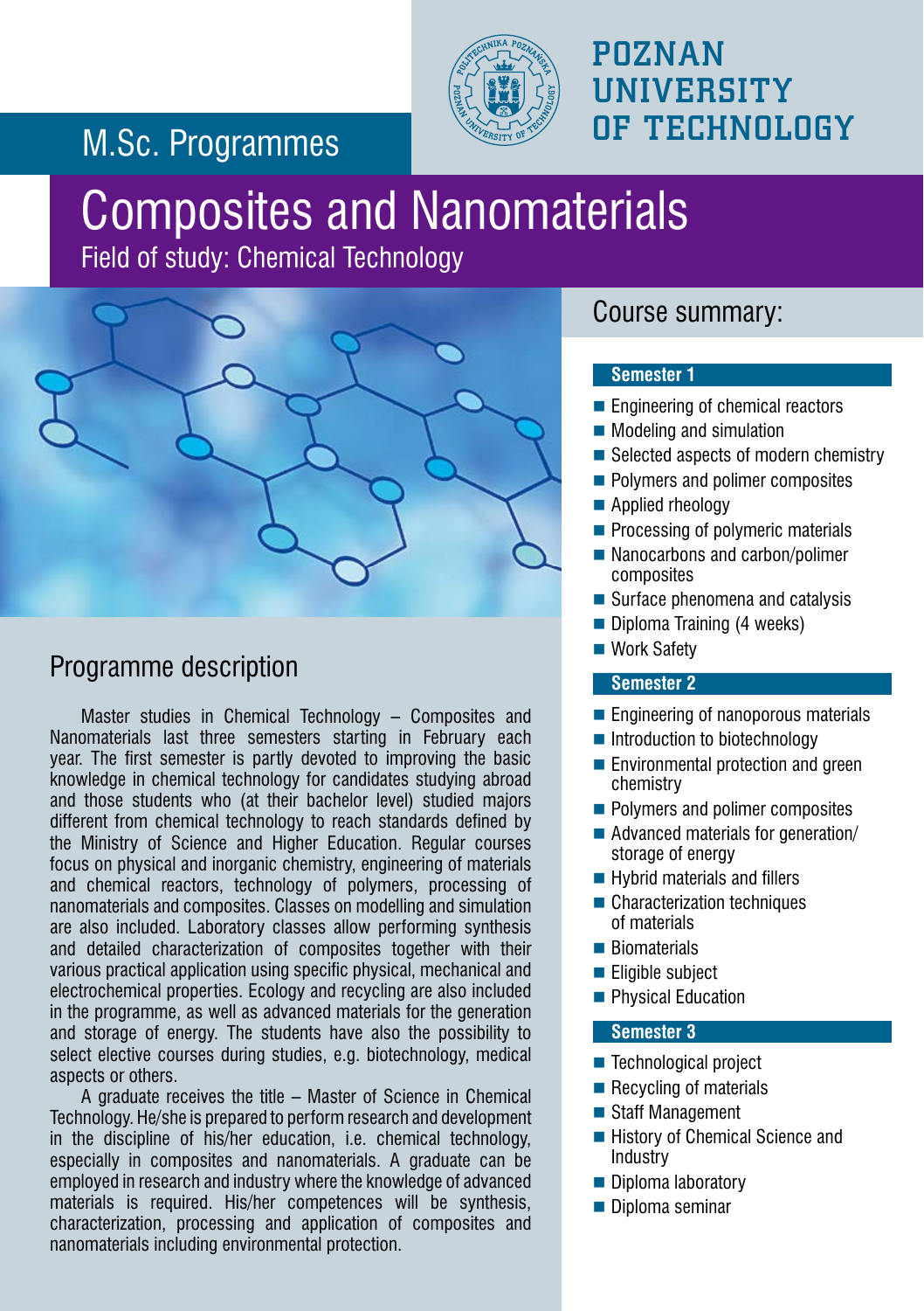M.Sc. Programmes

# POZNAN UNIVERSITY OF TECHNOLOGY

# Composites and Nanomaterials

Field of study: Chemical Technology

## Programme description

Master studies in Chemical Technology – Composites and Nanomaterials last three semesters starting in February each year. The first semester is partly devoted to improving the basic knowledge in chemical technology for candidates studying abroad and those students who (at their bachelor level) studied majors different from chemical technology to reach standards defined by the Ministry of Science and Higher Education. Regular courses focus on physical and inorganic chemistry, engineering of materials and chemical reactors, technology of polymers, processing of nanomaterials and composites. Classes on modelling and simulation are also included. Laboratory classes allow performing synthesis and detailed characterization of composites together with their various practical application using specific physical, mechanical and electrochemical properties. Ecology and recycling are also included in the programme, as well as advanced materials for the generation and storage of energy. The students have also the possibility to select elective courses during studies, e.g. biotechnology, medical aspects or others.

A graduate receives the title – Master of Science in Chemical Technology. He/she is prepared to perform research and development in the discipline of his/her education, i.e. chemical technology, especially in composites and nanomaterials. A graduate can be employed in research and industry where the knowledge of advanced materials is required. His/her competences will be synthesis, characterization, processing and application of composites and nanomaterials including environmental protection.

## Course summary:

### Semester 1

- Engineering of chemical reactors
- Modeling and simulation
- Selected aspects of modern chemistry
- Polymers and polimer composites
- Applied rheology
- Processing of polymeric materials
- Nanocarbons and carbon/polimer composites
- Surface phenomena and catalysis
- Diploma Training (4 weeks)
- Work Safety

### Semester 2

- Engineering of nanoporous materials
- Introduction to biotechnology
- Environmental protection and green chemistry
- Polymers and polimer composites
- Advanced materials for generation/storage of energy
- Hybrid materials and fillers
- Characterization techniques of materials
- Biomaterials
- Eligible subject
- Physical Education

### Semester 3

- Technological project
- Recycling of materials
- Staff Management
- History of Chemical Science and Industry
- Diploma laboratory
- Diploma seminar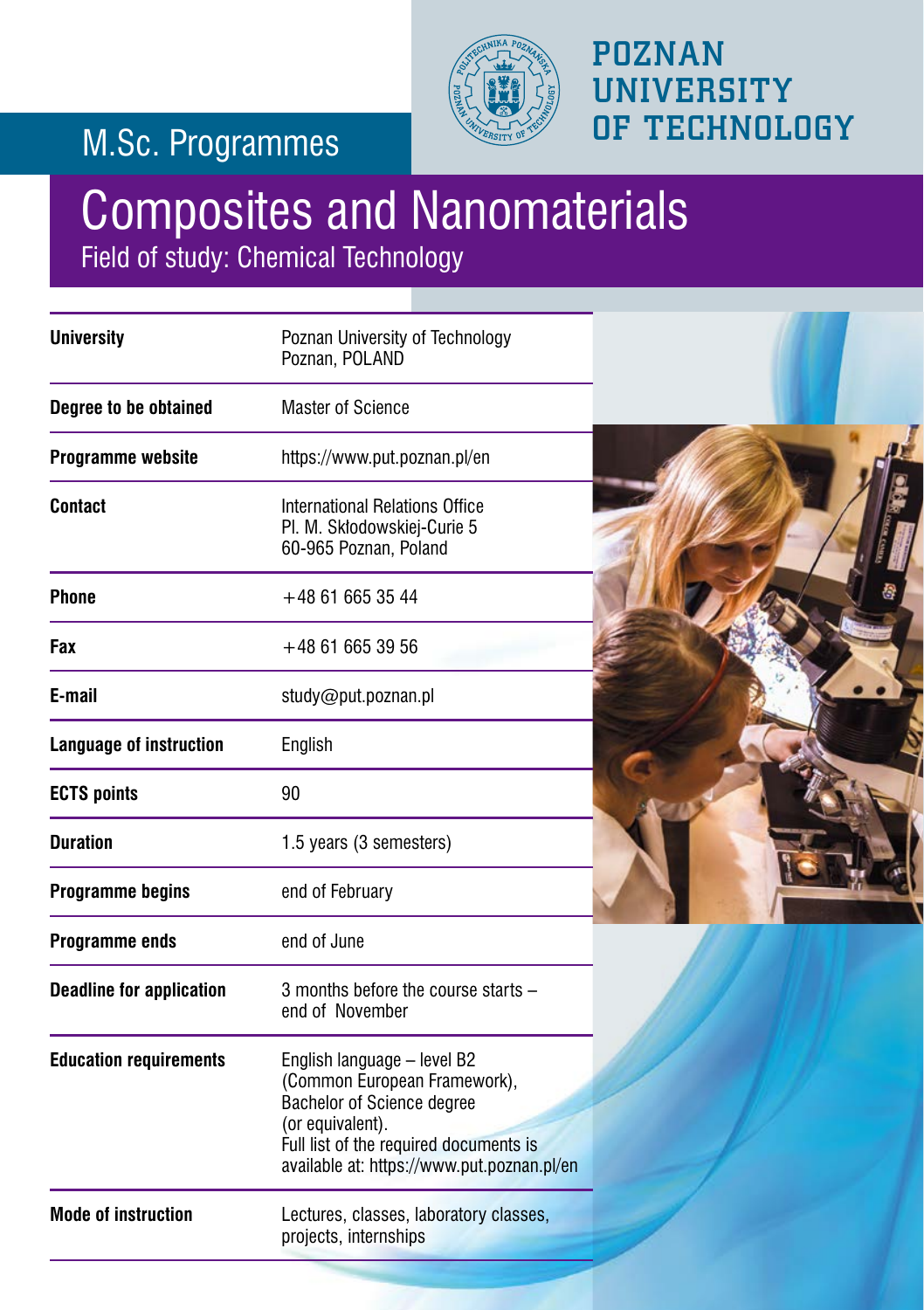M.Sc. Programmes

POZNAN UNIVERSITY OF TECHNOLOGY

# Composites and Nanomaterials

## Field of study: Chemical Technology

| | |
|---|---|
| **University** | Poznan University of Technology<br>Poznan, POLAND |
| **Degree to be obtained** | Master of Science |
| **Programme website** | https://www.put.poznan.pl/en |
| **Contact** | International Relations Office<br>Pl. M. Skłodowskiej-Curie 5<br>60-965 Poznan, Poland |
| **Phone** | +48 61 665 35 44 |
| **Fax** | +48 61 665 39 56 |
| **E-mail** | study@put.poznan.pl |
| **Language of instruction** | English |
| **ECTS points** | 90 |
| **Duration** | 1.5 years (3 semesters) |
| **Programme begins** | end of February |
| **Programme ends** | end of June |
| **Deadline for application** | 3 months before the course starts – end of November |
| **Education requirements** | English language – level B2 (Common European Framework), Bachelor of Science degree (or equivalent).<br>Full list of the required documents is available at: https://www.put.poznan.pl/en |
| **Mode of instruction** | Lectures, classes, laboratory classes, projects, internships |